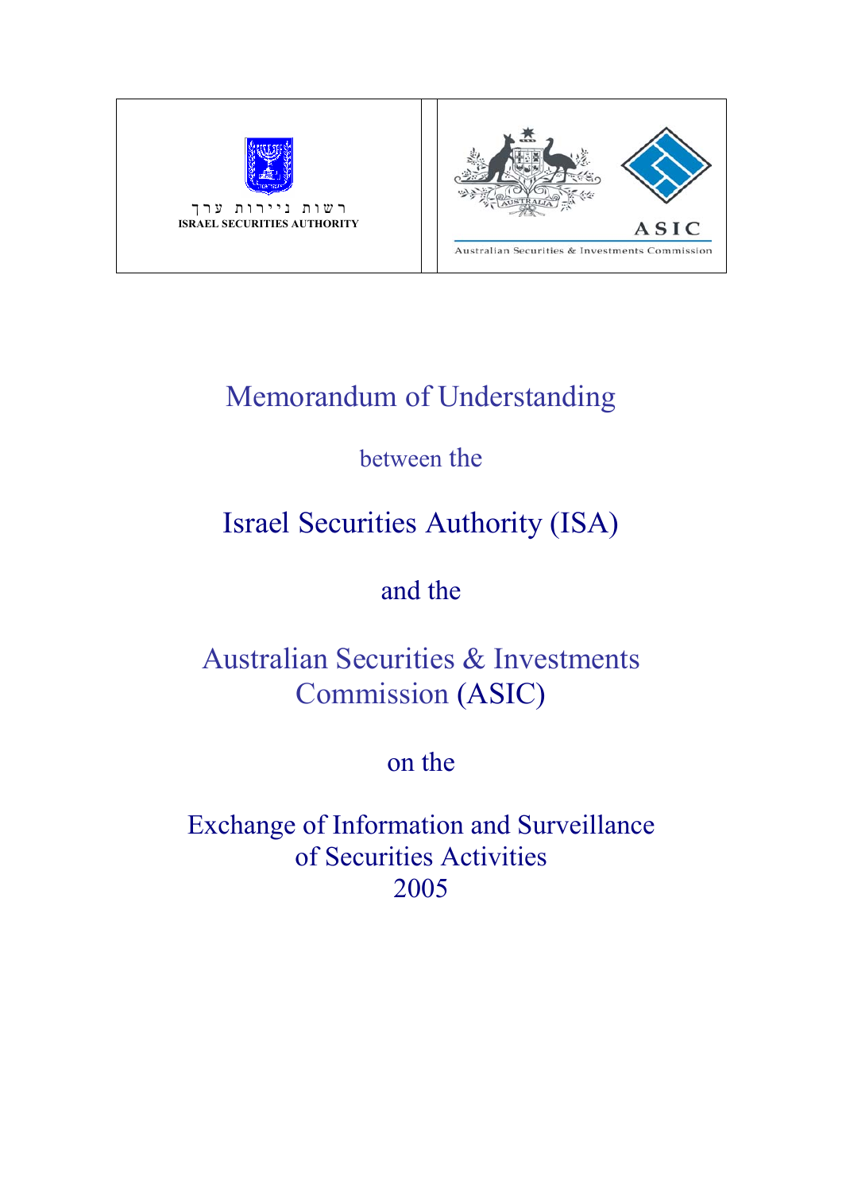רשות ניירות ערך
ISRAEL SECURITIES AUTHORITY

ASIC
Australian Securities & Investments Commission

# Memorandum of Understanding

between the

# Israel Securities Authority (ISA)

and the

# Australian Securities & Investments Commission (ASIC)

on the

# Exchange of Information and Surveillance of Securities Activities
2005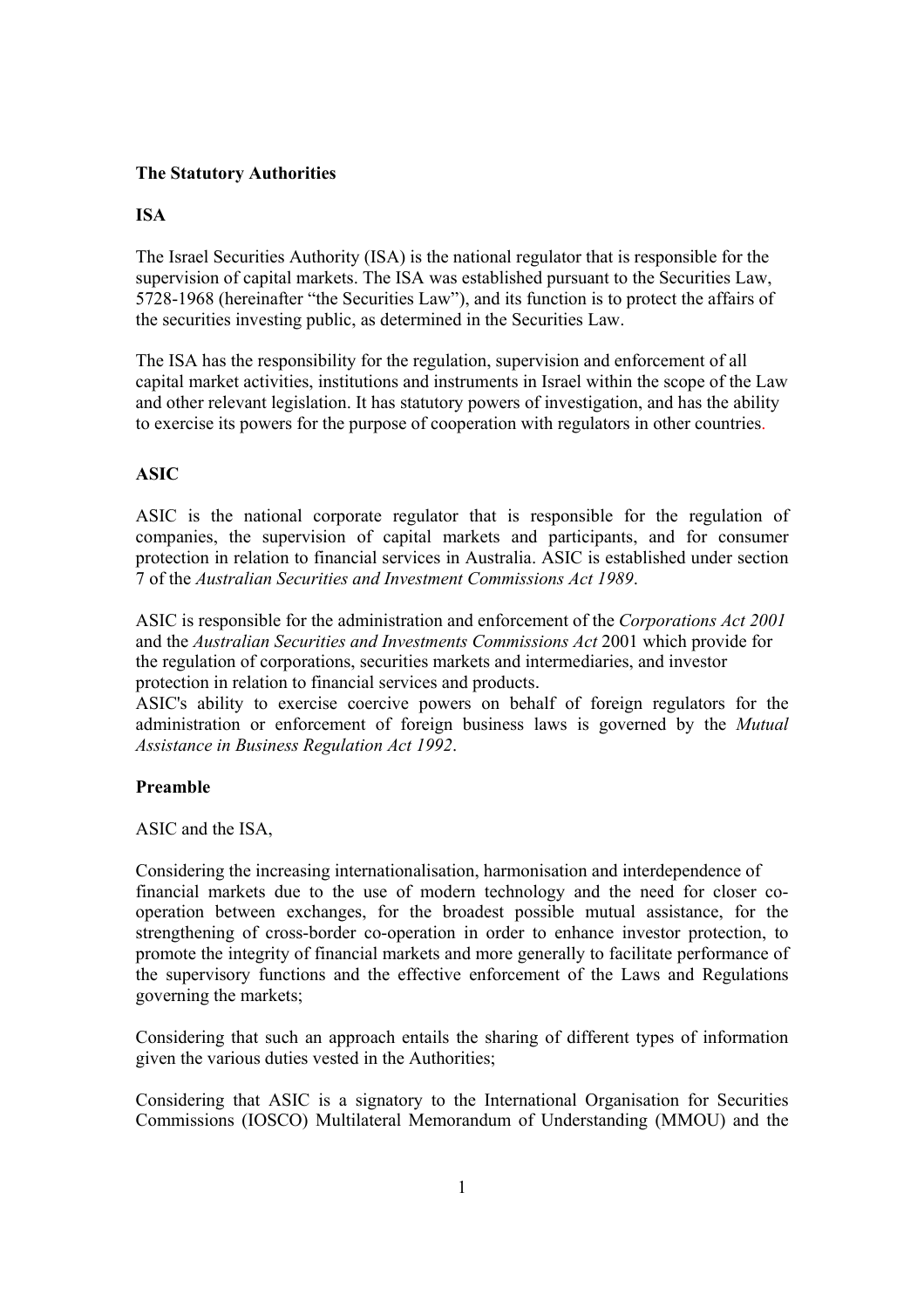**The Statutory Authorities**

**ISA**

The Israel Securities Authority (ISA) is the national regulator that is responsible for the supervision of capital markets. The ISA was established pursuant to the Securities Law, 5728-1968 (hereinafter "the Securities Law"), and its function is to protect the affairs of the securities investing public, as determined in the Securities Law.

The ISA has the responsibility for the regulation, supervision and enforcement of all capital market activities, institutions and instruments in Israel within the scope of the Law and other relevant legislation. It has statutory powers of investigation, and has the ability to exercise its powers for the purpose of cooperation with regulators in other countries.

**ASIC**

ASIC is the national corporate regulator that is responsible for the regulation of companies, the supervision of capital markets and participants, and for consumer protection in relation to financial services in Australia. ASIC is established under section 7 of the *Australian Securities and Investment Commissions Act 1989*.

ASIC is responsible for the administration and enforcement of the *Corporations Act 2001* and the *Australian Securities and Investments Commissions Act* 2001 which provide for the regulation of corporations, securities markets and intermediaries, and investor protection in relation to financial services and products.
ASIC's ability to exercise coercive powers on behalf of foreign regulators for the administration or enforcement of foreign business laws is governed by the *Mutual Assistance in Business Regulation Act 1992*.

**Preamble**

ASIC and the ISA,

Considering the increasing internationalisation, harmonisation and interdependence of financial markets due to the use of modern technology and the need for closer co-operation between exchanges, for the broadest possible mutual assistance, for the strengthening of cross-border co-operation in order to enhance investor protection, to promote the integrity of financial markets and more generally to facilitate performance of the supervisory functions and the effective enforcement of the Laws and Regulations governing the markets;

Considering that such an approach entails the sharing of different types of information given the various duties vested in the Authorities;

Considering that ASIC is a signatory to the International Organisation for Securities Commissions (IOSCO) Multilateral Memorandum of Understanding (MMOU) and the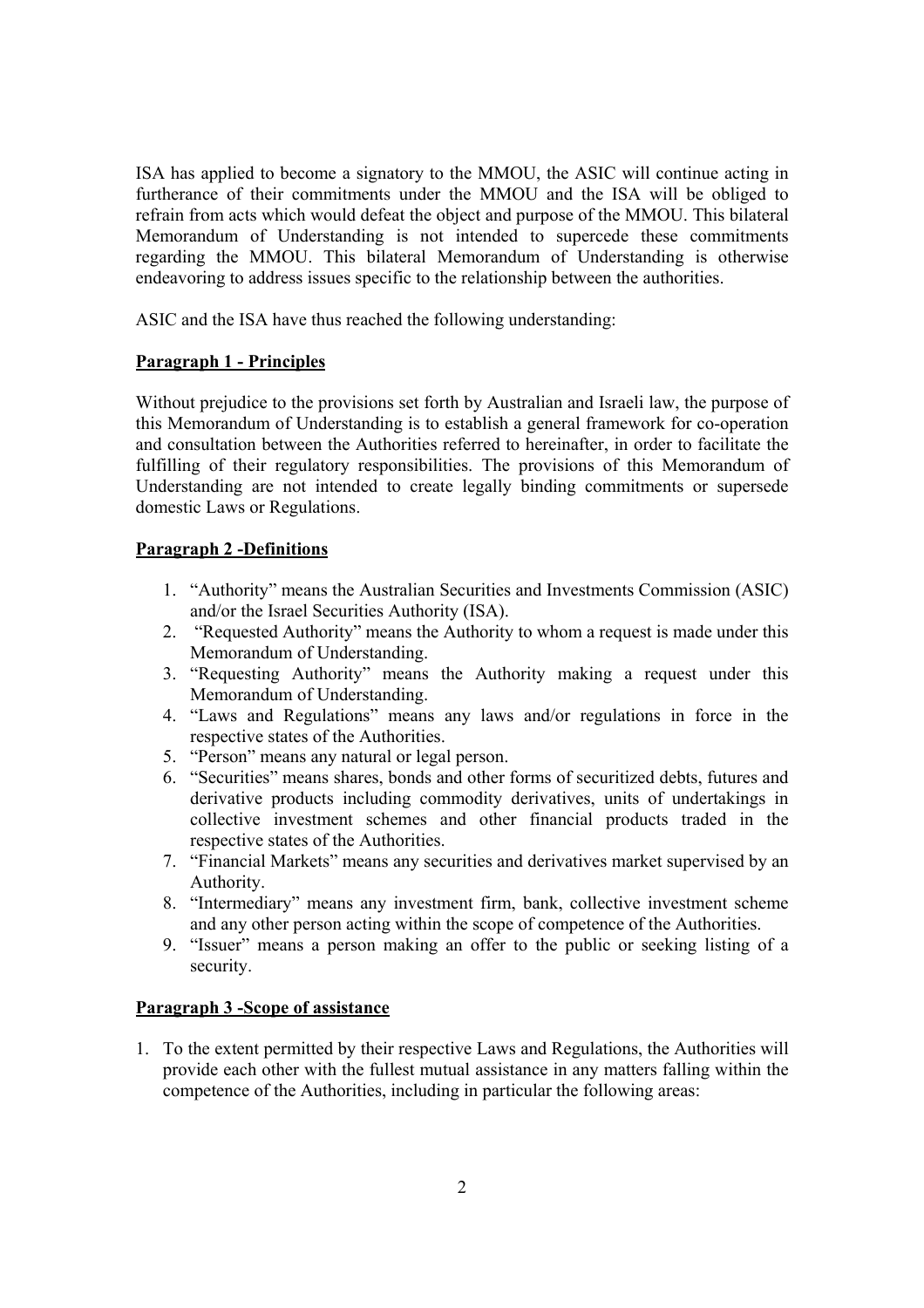ISA has applied to become a signatory to the MMOU, the ASIC will continue acting in furtherance of their commitments under the MMOU and the ISA will be obliged to refrain from acts which would defeat the object and purpose of the MMOU. This bilateral Memorandum of Understanding is not intended to supercede these commitments regarding the MMOU. This bilateral Memorandum of Understanding is otherwise endeavoring to address issues specific to the relationship between the authorities.

ASIC and the ISA have thus reached the following understanding:

**Paragraph 1 - Principles**

Without prejudice to the provisions set forth by Australian and Israeli law, the purpose of this Memorandum of Understanding is to establish a general framework for co-operation and consultation between the Authorities referred to hereinafter, in order to facilitate the fulfilling of their regulatory responsibilities. The provisions of this Memorandum of Understanding are not intended to create legally binding commitments or supersede domestic Laws or Regulations.

**Paragraph 2 -Definitions**

1. "Authority" means the Australian Securities and Investments Commission (ASIC) and/or the Israel Securities Authority (ISA).
2. "Requested Authority" means the Authority to whom a request is made under this Memorandum of Understanding.
3. "Requesting Authority" means the Authority making a request under this Memorandum of Understanding.
4. "Laws and Regulations" means any laws and/or regulations in force in the respective states of the Authorities.
5. "Person" means any natural or legal person.
6. "Securities" means shares, bonds and other forms of securitized debts, futures and derivative products including commodity derivatives, units of undertakings in collective investment schemes and other financial products traded in the respective states of the Authorities.
7. "Financial Markets" means any securities and derivatives market supervised by an Authority.
8. "Intermediary" means any investment firm, bank, collective investment scheme and any other person acting within the scope of competence of the Authorities.
9. "Issuer" means a person making an offer to the public or seeking listing of a security.

**Paragraph 3 -Scope of assistance**

1. To the extent permitted by their respective Laws and Regulations, the Authorities will provide each other with the fullest mutual assistance in any matters falling within the competence of the Authorities, including in particular the following areas: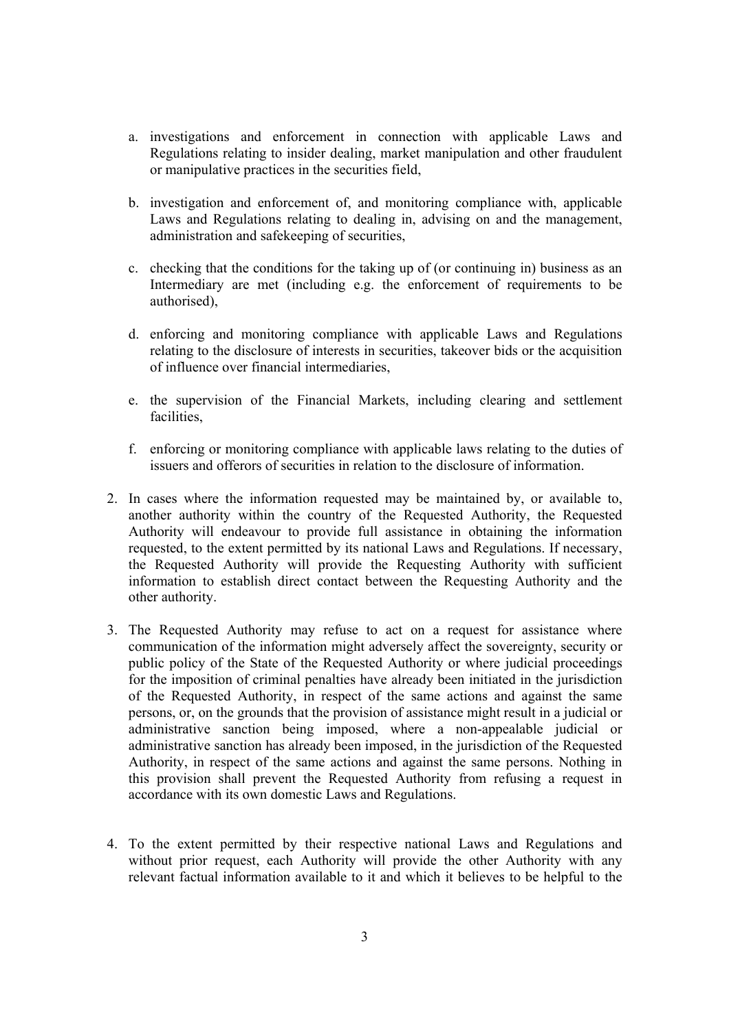a. investigations and enforcement in connection with applicable Laws and Regulations relating to insider dealing, market manipulation and other fraudulent or manipulative practices in the securities field,

b. investigation and enforcement of, and monitoring compliance with, applicable Laws and Regulations relating to dealing in, advising on and the management, administration and safekeeping of securities,

c. checking that the conditions for the taking up of (or continuing in) business as an Intermediary are met (including e.g. the enforcement of requirements to be authorised),

d. enforcing and monitoring compliance with applicable Laws and Regulations relating to the disclosure of interests in securities, takeover bids or the acquisition of influence over financial intermediaries,

e. the supervision of the Financial Markets, including clearing and settlement facilities,

f. enforcing or monitoring compliance with applicable laws relating to the duties of issuers and offerors of securities in relation to the disclosure of information.

2. In cases where the information requested may be maintained by, or available to, another authority within the country of the Requested Authority, the Requested Authority will endeavour to provide full assistance in obtaining the information requested, to the extent permitted by its national Laws and Regulations. If necessary, the Requested Authority will provide the Requesting Authority with sufficient information to establish direct contact between the Requesting Authority and the other authority.

3. The Requested Authority may refuse to act on a request for assistance where communication of the information might adversely affect the sovereignty, security or public policy of the State of the Requested Authority or where judicial proceedings for the imposition of criminal penalties have already been initiated in the jurisdiction of the Requested Authority, in respect of the same actions and against the same persons, or, on the grounds that the provision of assistance might result in a judicial or administrative sanction being imposed, where a non-appealable judicial or administrative sanction has already been imposed, in the jurisdiction of the Requested Authority, in respect of the same actions and against the same persons. Nothing in this provision shall prevent the Requested Authority from refusing a request in accordance with its own domestic Laws and Regulations.

4. To the extent permitted by their respective national Laws and Regulations and without prior request, each Authority will provide the other Authority with any relevant factual information available to it and which it believes to be helpful to the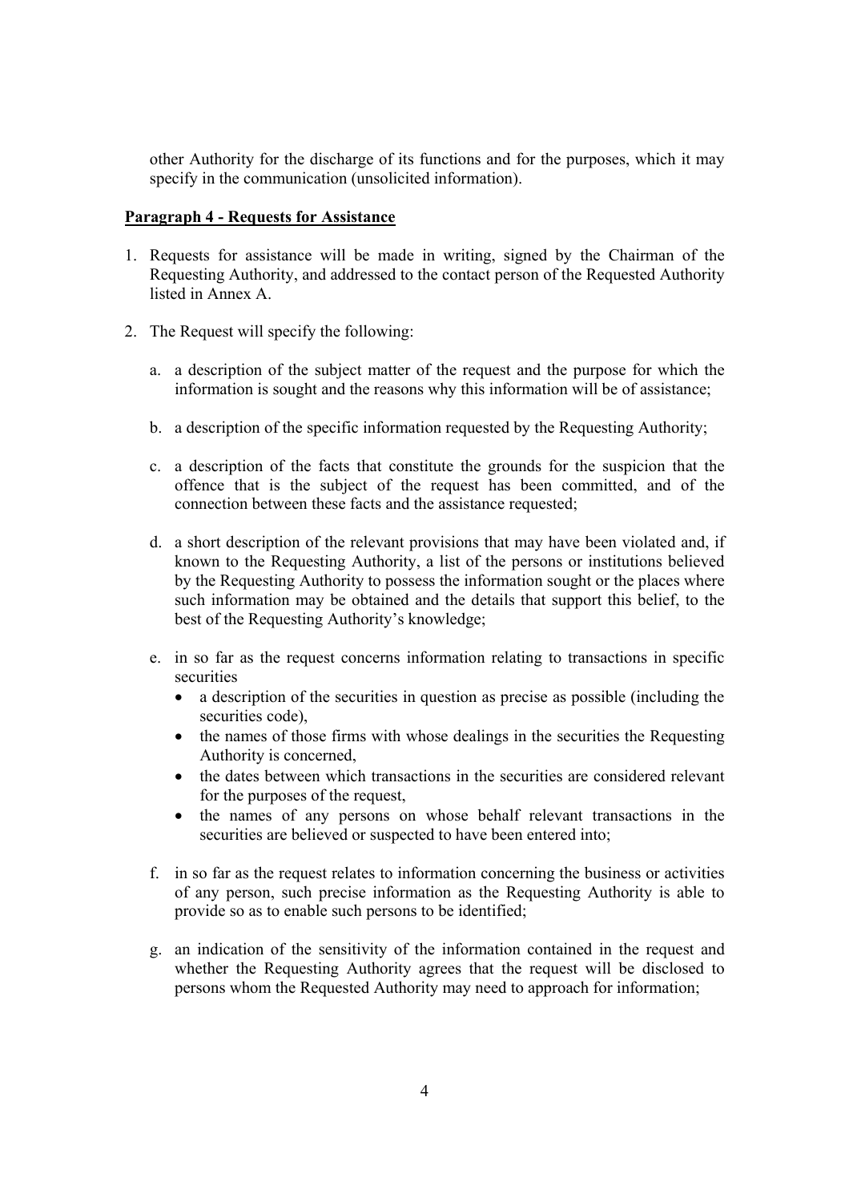other Authority for the discharge of its functions and for the purposes, which it may specify in the communication (unsolicited information).

**Paragraph 4 - Requests for Assistance**

1. Requests for assistance will be made in writing, signed by the Chairman of the Requesting Authority, and addressed to the contact person of the Requested Authority listed in Annex A.

2. The Request will specify the following:

   a. a description of the subject matter of the request and the purpose for which the information is sought and the reasons why this information will be of assistance;

   b. a description of the specific information requested by the Requesting Authority;

   c. a description of the facts that constitute the grounds for the suspicion that the offence that is the subject of the request has been committed, and of the connection between these facts and the assistance requested;

   d. a short description of the relevant provisions that may have been violated and, if known to the Requesting Authority, a list of the persons or institutions believed by the Requesting Authority to possess the information sought or the places where such information may be obtained and the details that support this belief, to the best of the Requesting Authority's knowledge;

   e. in so far as the request concerns information relating to transactions in specific securities
      - a description of the securities in question as precise as possible (including the securities code),
      - the names of those firms with whose dealings in the securities the Requesting Authority is concerned,
      - the dates between which transactions in the securities are considered relevant for the purposes of the request,
      - the names of any persons on whose behalf relevant transactions in the securities are believed or suspected to have been entered into;

   f. in so far as the request relates to information concerning the business or activities of any person, such precise information as the Requesting Authority is able to provide so as to enable such persons to be identified;

   g. an indication of the sensitivity of the information contained in the request and whether the Requesting Authority agrees that the request will be disclosed to persons whom the Requested Authority may need to approach for information;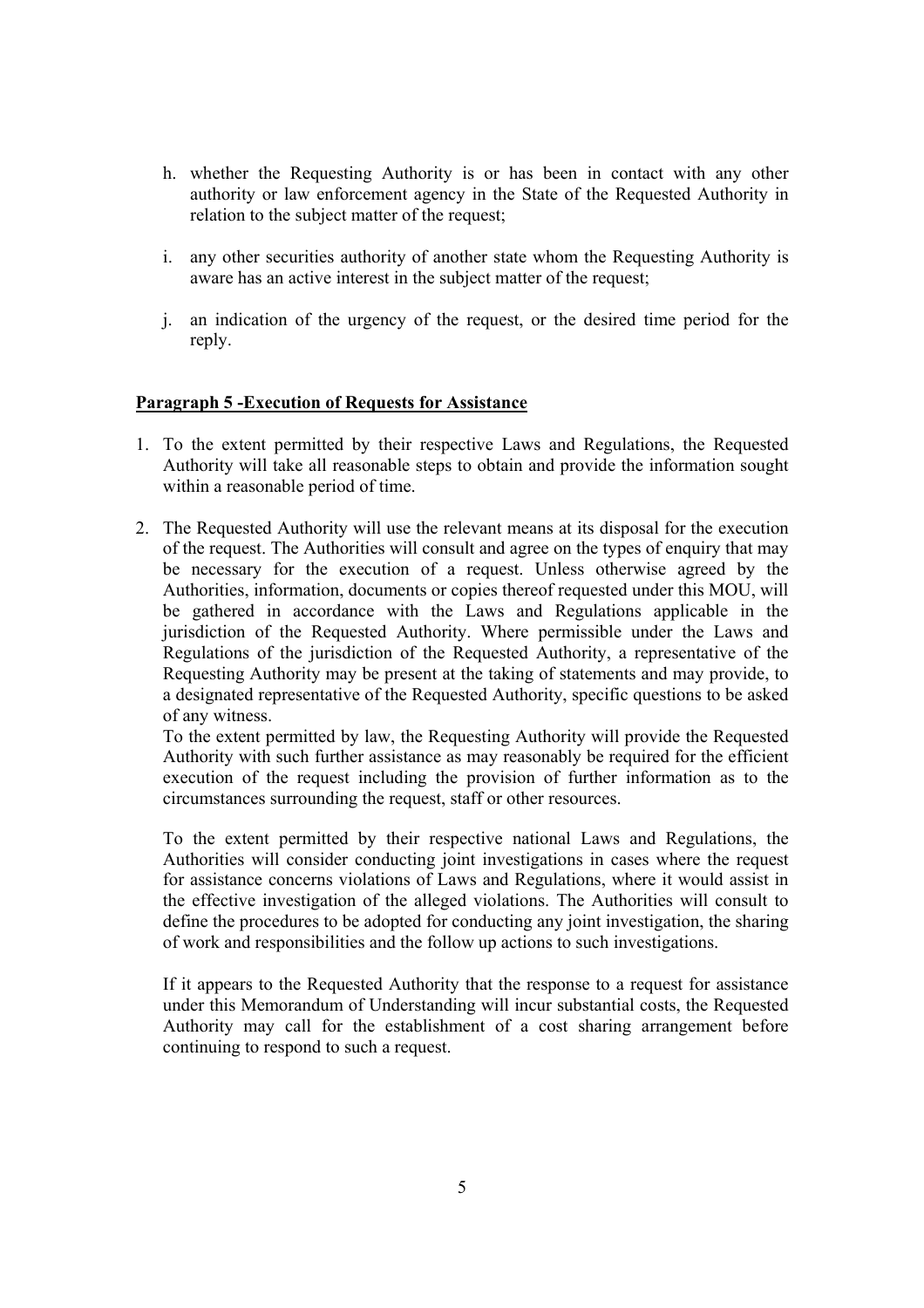h. whether the Requesting Authority is or has been in contact with any other authority or law enforcement agency in the State of the Requested Authority in relation to the subject matter of the request;

i. any other securities authority of another state whom the Requesting Authority is aware has an active interest in the subject matter of the request;

j. an indication of the urgency of the request, or the desired time period for the reply.

**Paragraph 5 -Execution of Requests for Assistance**

1. To the extent permitted by their respective Laws and Regulations, the Requested Authority will take all reasonable steps to obtain and provide the information sought within a reasonable period of time.

2. The Requested Authority will use the relevant means at its disposal for the execution of the request. The Authorities will consult and agree on the types of enquiry that may be necessary for the execution of a request. Unless otherwise agreed by the Authorities, information, documents or copies thereof requested under this MOU, will be gathered in accordance with the Laws and Regulations applicable in the jurisdiction of the Requested Authority. Where permissible under the Laws and Regulations of the jurisdiction of the Requested Authority, a representative of the Requesting Authority may be present at the taking of statements and may provide, to a designated representative of the Requested Authority, specific questions to be asked of any witness.
   To the extent permitted by law, the Requesting Authority will provide the Requested Authority with such further assistance as may reasonably be required for the efficient execution of the request including the provision of further information as to the circumstances surrounding the request, staff or other resources.

   To the extent permitted by their respective national Laws and Regulations, the Authorities will consider conducting joint investigations in cases where the request for assistance concerns violations of Laws and Regulations, where it would assist in the effective investigation of the alleged violations. The Authorities will consult to define the procedures to be adopted for conducting any joint investigation, the sharing of work and responsibilities and the follow up actions to such investigations.

   If it appears to the Requested Authority that the response to a request for assistance under this Memorandum of Understanding will incur substantial costs, the Requested Authority may call for the establishment of a cost sharing arrangement before continuing to respond to such a request.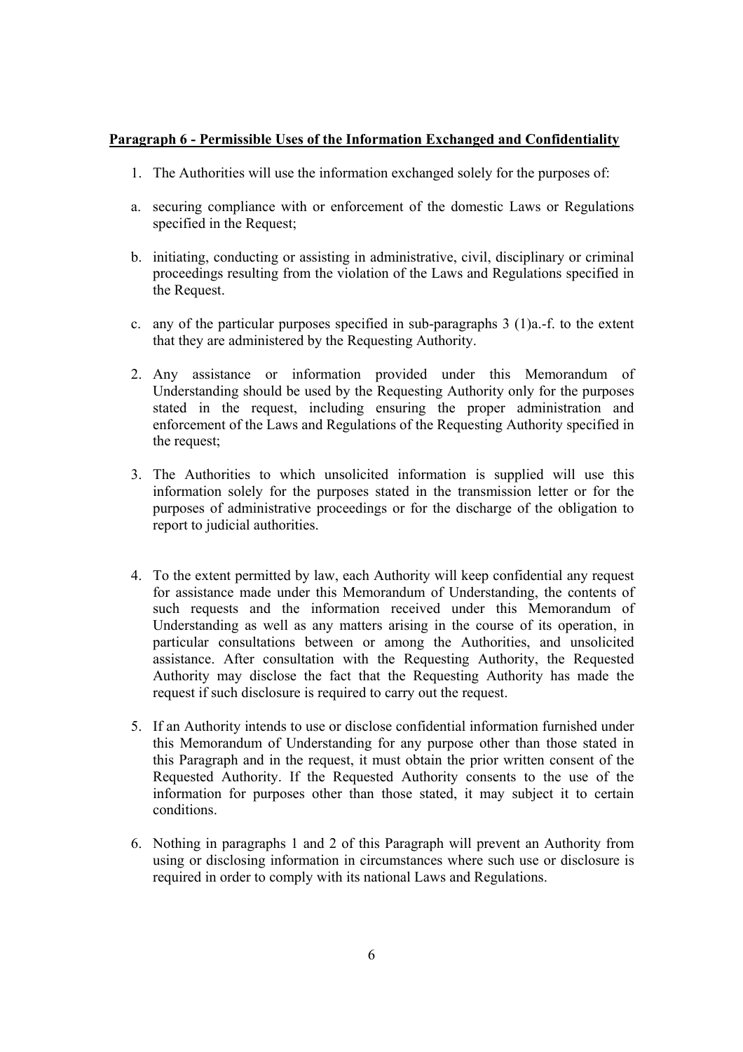**Paragraph 6 - Permissible Uses of the Information Exchanged and Confidentiality**

1. The Authorities will use the information exchanged solely for the purposes of:

a. securing compliance with or enforcement of the domestic Laws or Regulations specified in the Request;

b. initiating, conducting or assisting in administrative, civil, disciplinary or criminal proceedings resulting from the violation of the Laws and Regulations specified in the Request.

c. any of the particular purposes specified in sub-paragraphs 3 (1)a.-f. to the extent that they are administered by the Requesting Authority.

2. Any assistance or information provided under this Memorandum of Understanding should be used by the Requesting Authority only for the purposes stated in the request, including ensuring the proper administration and enforcement of the Laws and Regulations of the Requesting Authority specified in the request;

3. The Authorities to which unsolicited information is supplied will use this information solely for the purposes stated in the transmission letter or for the purposes of administrative proceedings or for the discharge of the obligation to report to judicial authorities.

4. To the extent permitted by law, each Authority will keep confidential any request for assistance made under this Memorandum of Understanding, the contents of such requests and the information received under this Memorandum of Understanding as well as any matters arising in the course of its operation, in particular consultations between or among the Authorities, and unsolicited assistance. After consultation with the Requesting Authority, the Requested Authority may disclose the fact that the Requesting Authority has made the request if such disclosure is required to carry out the request.

5. If an Authority intends to use or disclose confidential information furnished under this Memorandum of Understanding for any purpose other than those stated in this Paragraph and in the request, it must obtain the prior written consent of the Requested Authority. If the Requested Authority consents to the use of the information for purposes other than those stated, it may subject it to certain conditions.

6. Nothing in paragraphs 1 and 2 of this Paragraph will prevent an Authority from using or disclosing information in circumstances where such use or disclosure is required in order to comply with its national Laws and Regulations.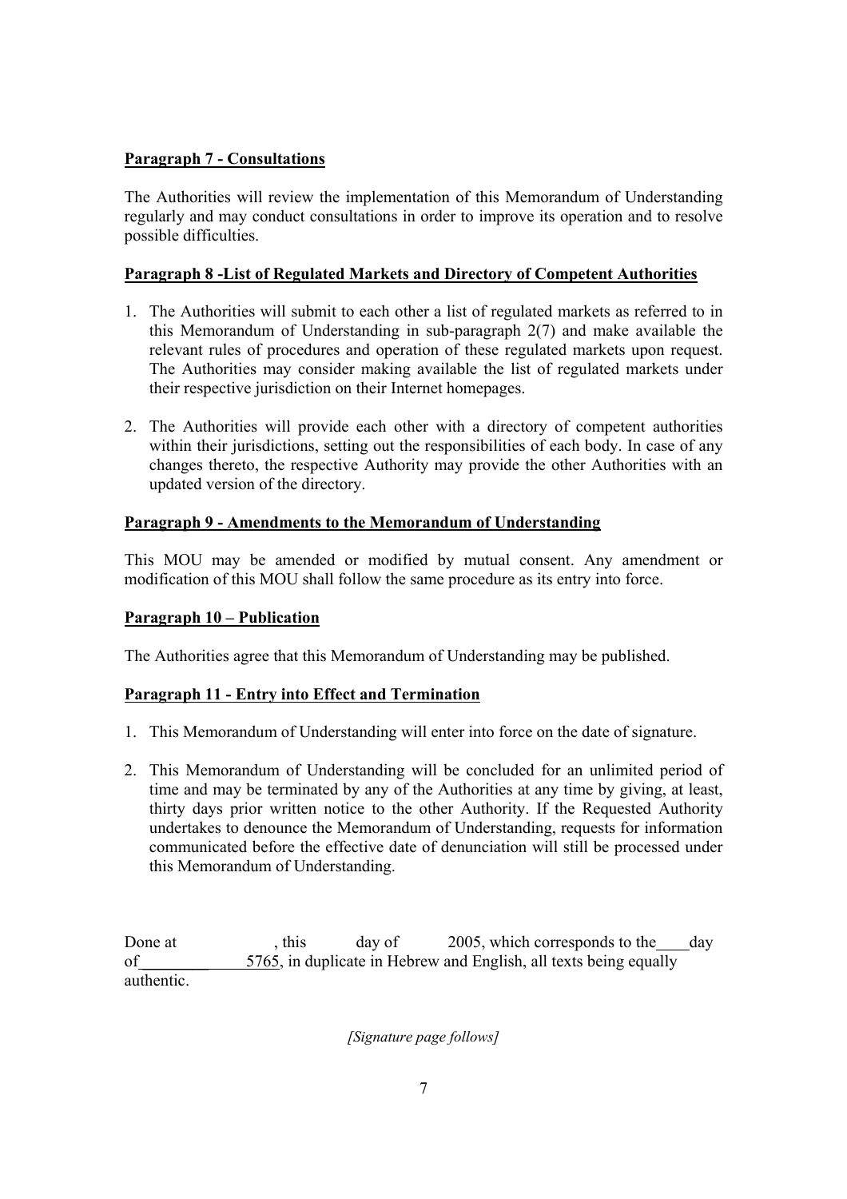**Paragraph 7 - Consultations**

The Authorities will review the implementation of this Memorandum of Understanding regularly and may conduct consultations in order to improve its operation and to resolve possible difficulties.

**Paragraph 8 -List of Regulated Markets and Directory of Competent Authorities**

1. The Authorities will submit to each other a list of regulated markets as referred to in this Memorandum of Understanding in sub-paragraph 2(7) and make available the relevant rules of procedures and operation of these regulated markets upon request. The Authorities may consider making available the list of regulated markets under their respective jurisdiction on their Internet homepages.
2. The Authorities will provide each other with a directory of competent authorities within their jurisdictions, setting out the responsibilities of each body. In case of any changes thereto, the respective Authority may provide the other Authorities with an updated version of the directory.

**Paragraph 9 - Amendments to the Memorandum of Understanding**

This MOU may be amended or modified by mutual consent. Any amendment or modification of this MOU shall follow the same procedure as its entry into force.

**Paragraph 10 – Publication**

The Authorities agree that this Memorandum of Understanding may be published.

**Paragraph 11 - Entry into Effect and Termination**

1. This Memorandum of Understanding will enter into force on the date of signature.
2. This Memorandum of Understanding will be concluded for an unlimited period of time and may be terminated by any of the Authorities at any time by giving, at least, thirty days prior written notice to the other Authority. If the Requested Authority undertakes to denounce the Memorandum of Understanding, requests for information communicated before the effective date of denunciation will still be processed under this Memorandum of Understanding.

Done at , this day of 2005, which corresponds to the\_\_\_\_day of\_\_\_\_\_\_\_\_\_ 5765, in duplicate in Hebrew and English, all texts being equally authentic.

*[Signature page follows]*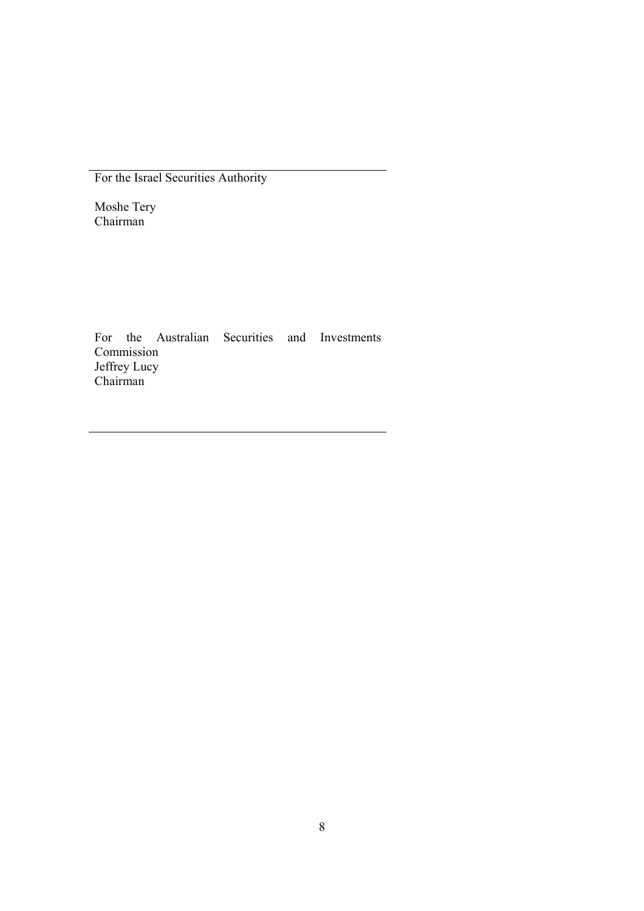For the Israel Securities Authority

Moshe Tery
Chairman

For the Australian Securities and Investments Commission
Jeffrey Lucy
Chairman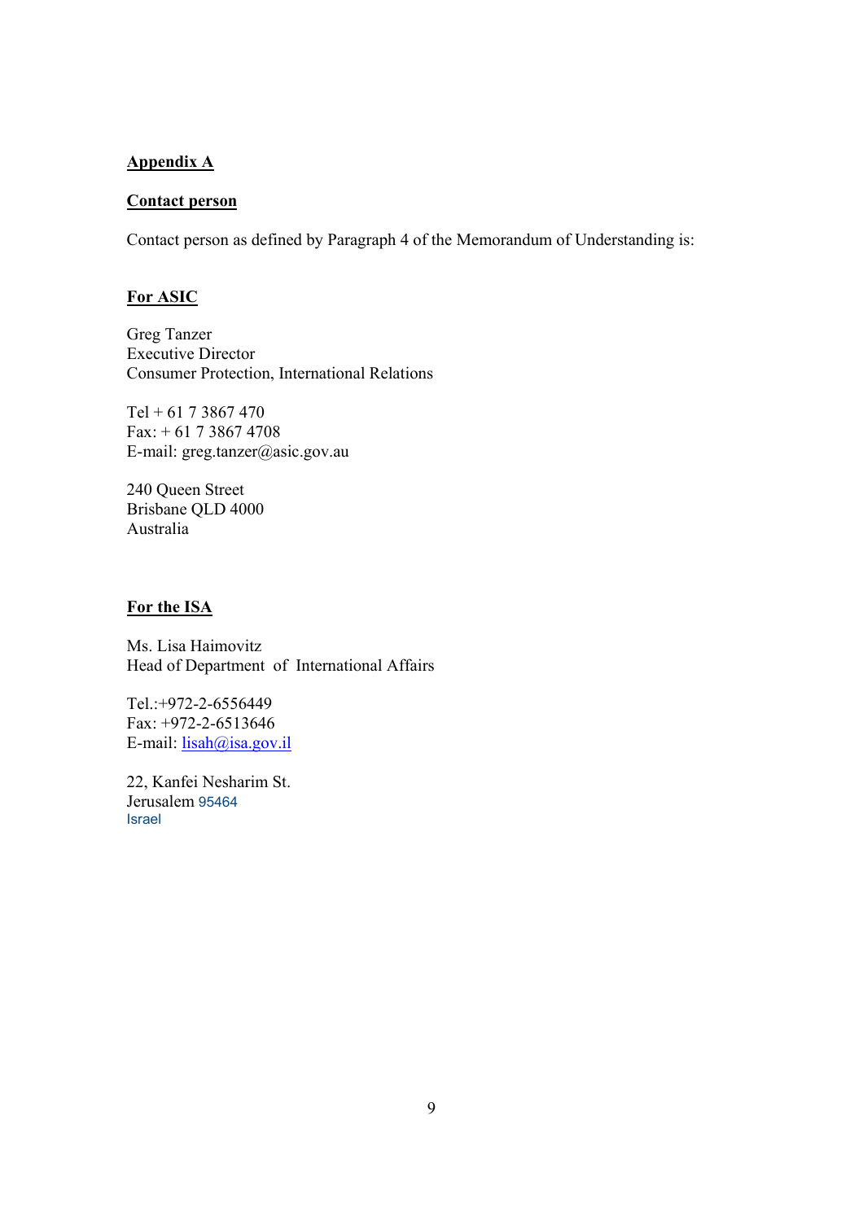**Appendix A**

**Contact person**

Contact person as defined by Paragraph 4 of the Memorandum of Understanding is:

**For ASIC**

Greg Tanzer
Executive Director
Consumer Protection, International Relations

Tel + 61 7 3867 470
Fax: + 61 7 3867 4708
E-mail: greg.tanzer@asic.gov.au

240 Queen Street
Brisbane QLD 4000
Australia

**For the ISA**

Ms. Lisa Haimovitz
Head of Department of International Affairs

Tel.:+972-2-6556449
Fax: +972-2-6513646
E-mail: lisah@isa.gov.il

22, Kanfei Nesharim St.
Jerusalem 95464
Israel